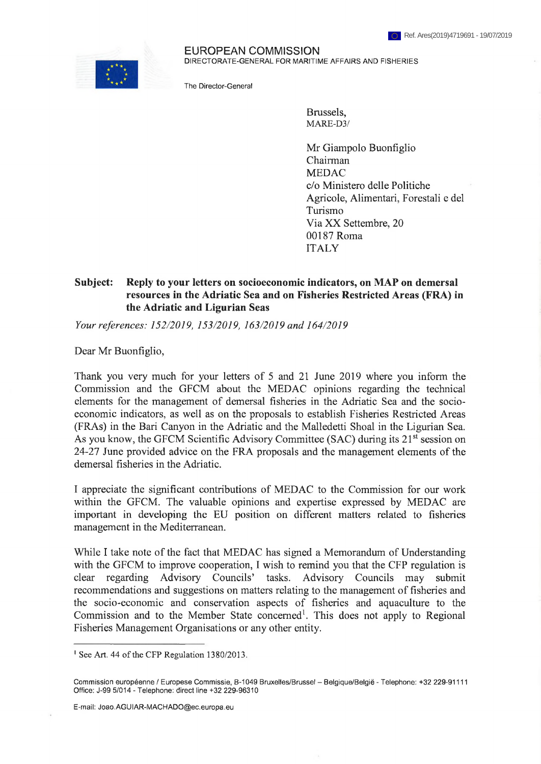Ref. Ares(2019)4719691 - 19/07/2019

EUROPEAN COMMISSION
DIRECTORATE-GENERAL FOR MARITIME AFFAIRS AND FISHERIES

The Director-General

Brussels,
MARE-D3/

Mr Giampolo Buonfiglio
Chairman
MEDAC
c/o Ministero delle Politiche Agricole, Alimentari, Forestali e del Turismo
Via XX Settembre, 20
00187 Roma
ITALY

**Subject: Reply to your letters on socioeconomic indicators, on MAP on demersal resources in the Adriatic Sea and on Fisheries Restricted Areas (FRA) in the Adriatic and Ligurian Seas**

*Your references: 152/2019, 153/2019, 163/2019 and 164/2019*

Dear Mr Buonfiglio,

Thank you very much for your letters of 5 and 21 June 2019 where you inform the Commission and the GFCM about the MEDAC opinions regarding the technical elements for the management of demersal fisheries in the Adriatic Sea and the socio-economic indicators, as well as on the proposals to establish Fisheries Restricted Areas (FRAs) in the Bari Canyon in the Adriatic and the Malledetti Shoal in the Ligurian Sea. As you know, the GFCM Scientific Advisory Committee (SAC) during its 21st session on 24-27 June provided advice on the FRA proposals and the management elements of the demersal fisheries in the Adriatic.

I appreciate the significant contributions of MEDAC to the Commission for our work within the GFCM. The valuable opinions and expertise expressed by MEDAC are important in developing the EU position on different matters related to fisheries management in the Mediterranean.

While I take note of the fact that MEDAC has signed a Memorandum of Understanding with the GFCM to improve cooperation, I wish to remind you that the CFP regulation is clear regarding Advisory Councils' tasks. Advisory Councils may submit recommendations and suggestions on matters relating to the management of fisheries and the socio-economic and conservation aspects of fisheries and aquaculture to the Commission and to the Member State concerned[1]. This does not apply to Regional Fisheries Management Organisations or any other entity.

[1] See Art. 44 of the CFP Regulation 1380/2013.

Commission européenne / Europese Commissie, B-1049 Bruxelles/Brussel – Belgique/België - Telephone: +32 229-91111
Office: J-99 5/014 - Telephone: direct line +32 229-96310

E-mail: Joao.AGUIAR-MACHADO@ec.europa.eu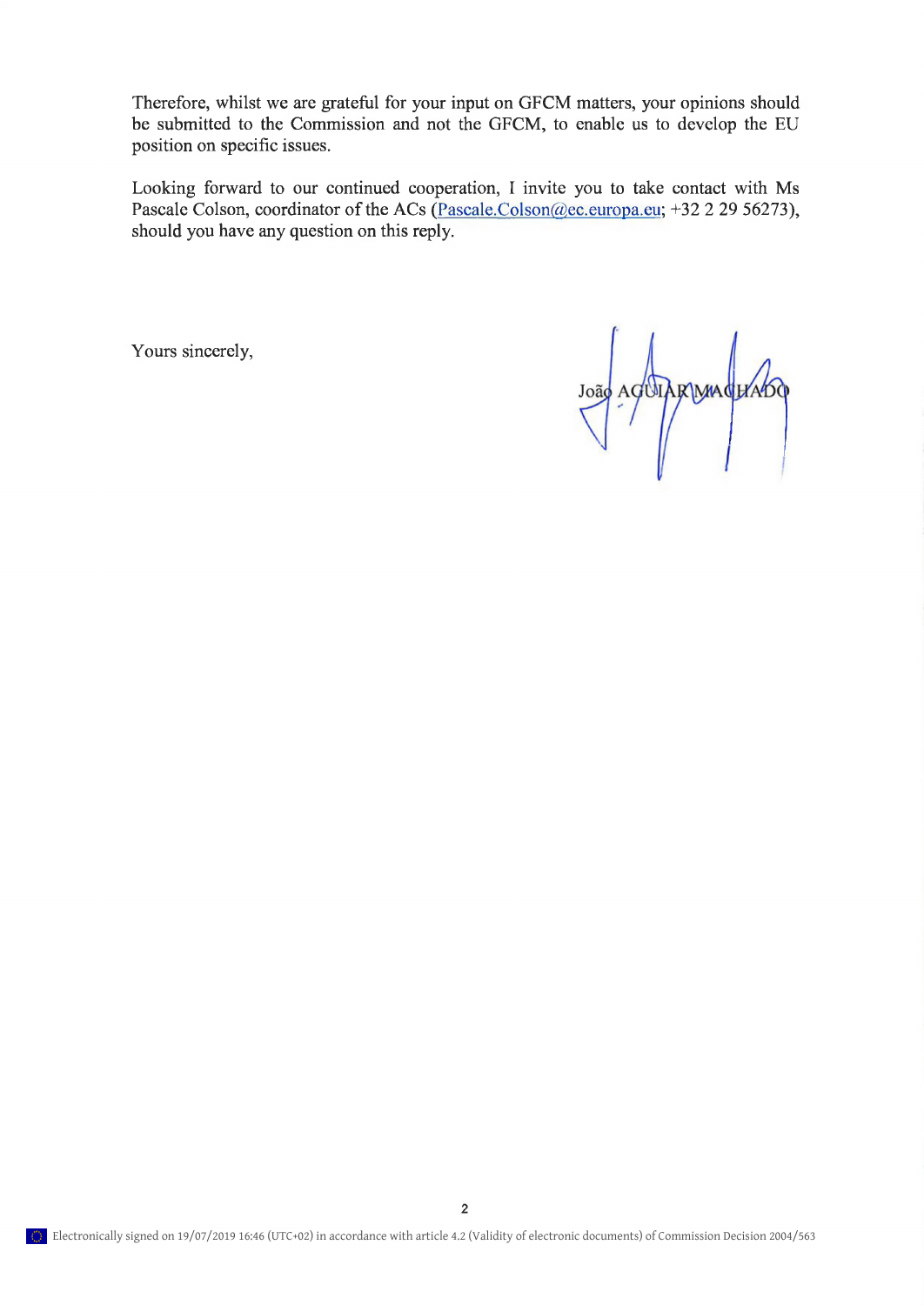Therefore, whilst we are grateful for your input on GFCM matters, your opinions should be submitted to the Commission and not the GFCM, to enable us to develop the EU position on specific issues.

Looking forward to our continued cooperation, I invite you to take contact with Ms Pascale Colson, coordinator of the ACs (Pascale.Colson@ec.europa.eu; +32 2 29 56273), should you have any question on this reply.

Yours sincerely,

João AGUIAR MACHADO

Electronically signed on 19/07/2019 16:46 (UTC+02) in accordance with article 4.2 (Validity of electronic documents) of Commission Decision 2004/563